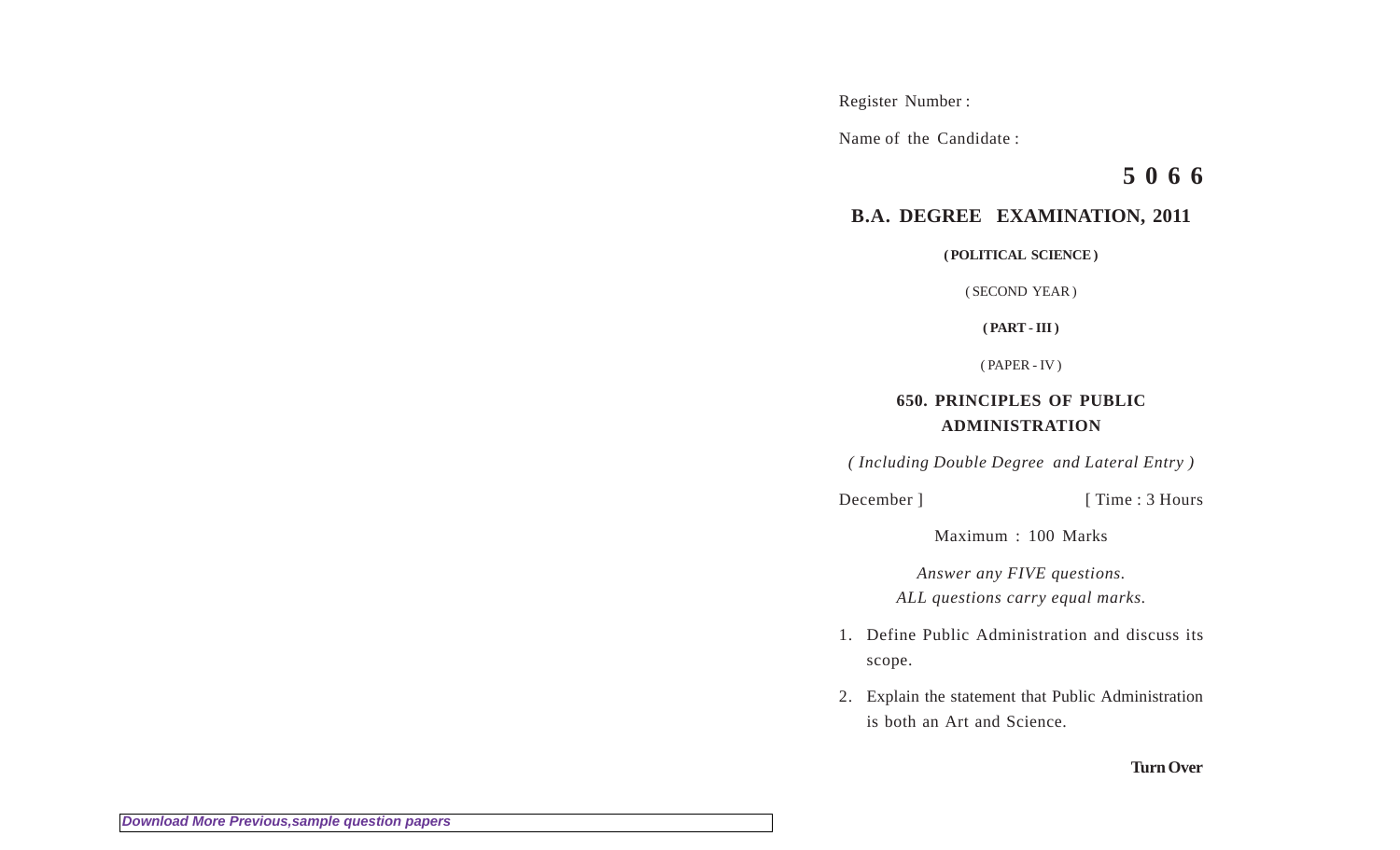Register Number :

Name of the Candidate :

**5 0 6 6**

## B.A. DEGREE EXAMINATION, 2011

**( POLITICAL SCIENCE )**

( SECOND YEAR )

**( PART - III )**

( PAPER - IV )

### 650. PRINCIPLES OF PUBLIC ADMINISTRATION

*( Including Double Degree and Lateral Entry )*

December ] [ Time : 3 Hours

Maximum : 100 Marks

*Answer any FIVE questions.*
*ALL questions carry equal marks.*

1. Define Public Administration and discuss its scope.

2. Explain the statement that Public Administration is both an Art and Science.

**Turn Over**

*Download More Previous,sample question papers*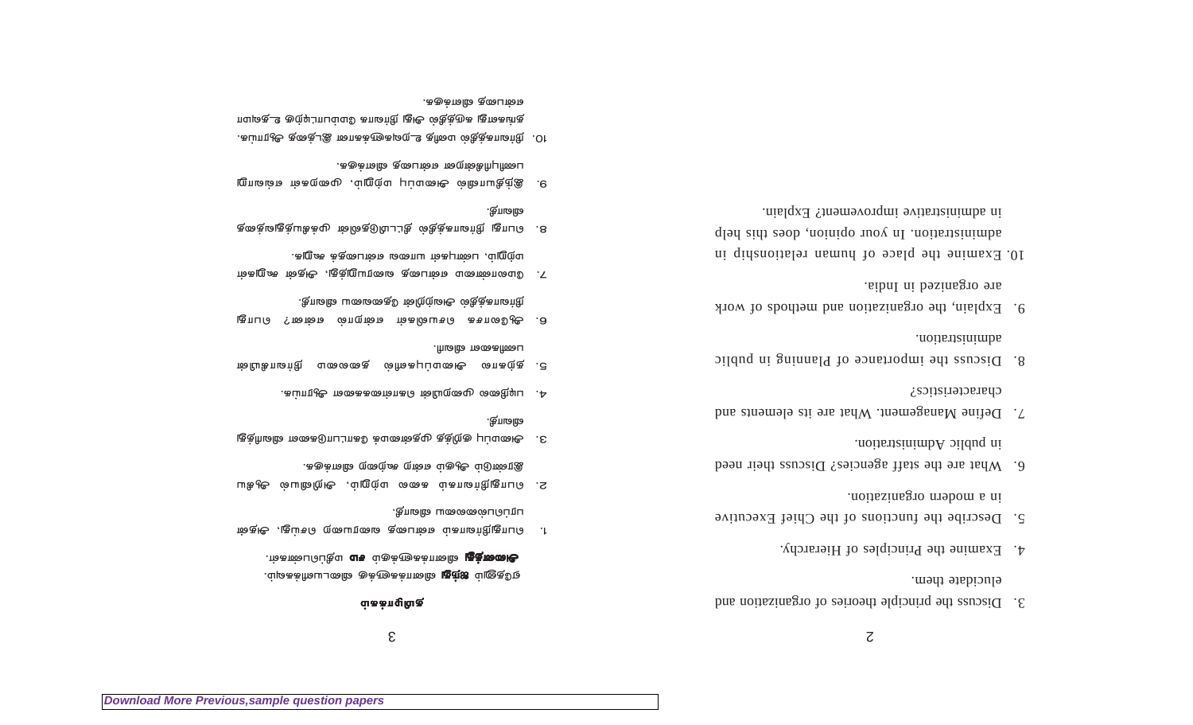3. Discuss the principle theories of organization and elucidate them.

4. Examine the Principles of Hierarchy.

5. Describe the functions of the Chief Executive in a modern organization.

6. What are the staff agencies? Discuss their need in public Administration.

7. Define Management. What are its elements and characteristics?

8. Discuss the importance of Planning in public administration.

9. Explain, the organization and methods of work are organized in India.

10. Examine the place of human relationship in administration. In your opinion, does this help in administrative improvement? Explain.

## தமிழாக்கம்

எவையேனும் **ஐந்து** வினாக்களுக்கு விடையளிக்கவும்.

**அனைத்து** வினாக்களுக்கும் **சம** மதிப்பெண்கள்.

1. பொது நிர்வாகம் என்பதை வரையறை செய்து, அதன் பரப்பெல்லையை விவாதி.
2. பொது நிர்வாகம் கலை மற்றும் அறிவியல் அல்லது இரண்டும் அல்ல என்று விவாதிக்க.
3. அமைப்பு குறித்த முக்கிய கோட்பாடுகளை விவரித்து விவாதி.
4. படிநிலை முறையின் கொள்கைகளை ஆராய்க.
5. நவீன அமைப்புகளில் தலைமை நிர்வாகியின் பணிகளை விவரி.
6. அலுவலர் ஏஜன்சிகள் என்றால் என்ன? பொது நிர்வாகத்தில் அவற்றின் தேவையை விவாதி.
7. மேலாண்மை என்பதை வரையறுத்து, அதன் கூறுகள் மற்றும், பண்புகள் யாவை என்பதைக் கூறுக.
8. பொது நிர்வாகத்தில் திட்டமிடுதலின் முக்கியத்துவத்தை விவாதி.
9. இந்தியாவில் அமைப்பு மற்றும், முறைகள் எவ்வாறு பணிபுரிகிறது என்பதை விளக்குக.
10. நிர்வாகத்தில் மனித உறவுகளின் இடத்தை ஆராய்க. நிர்வாக மேம்பாட்டிற்கு இது உதவுமா என்பதை விளக்குக.